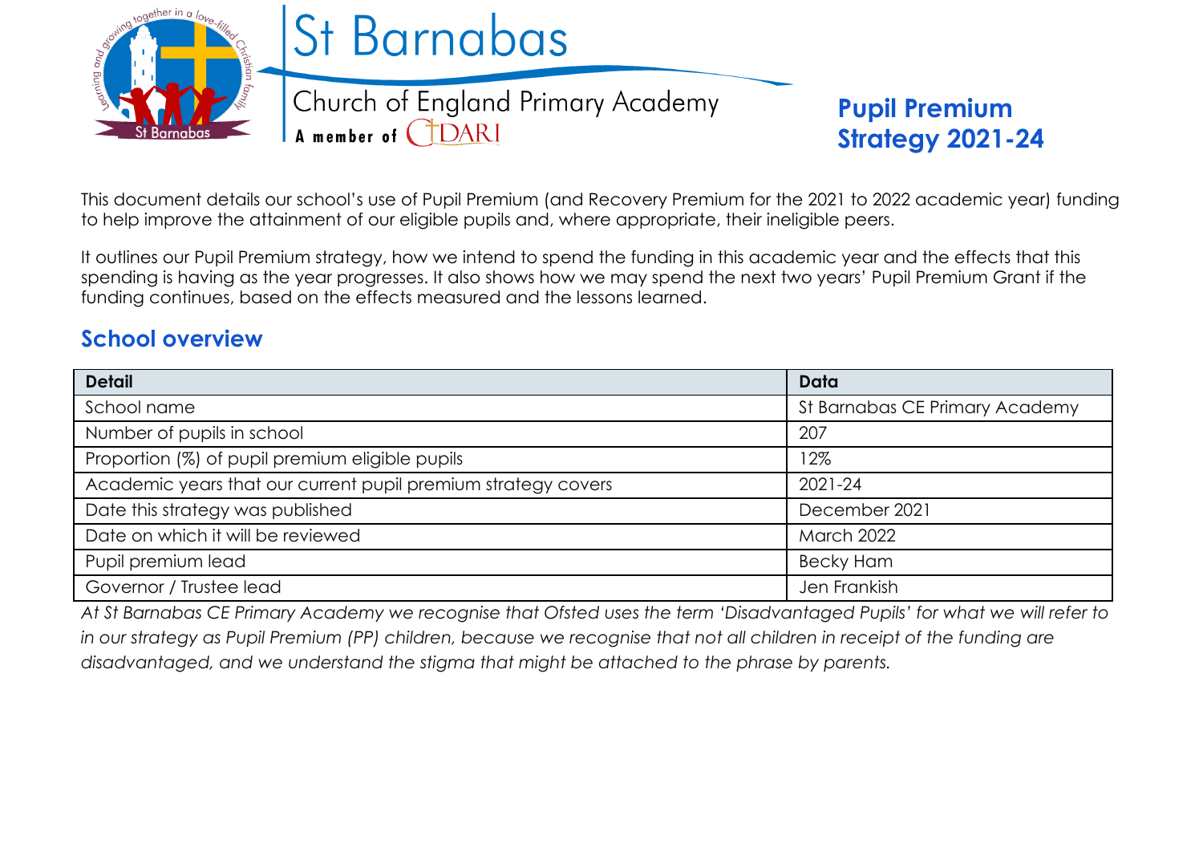# St Barnabas

Church of England Primary Academy

A member of DARI

## Pupil Premium Strategy 2021-24

This document details our school's use of Pupil Premium (and Recovery Premium for the 2021 to 2022 academic year) funding to help improve the attainment of our eligible pupils and, where appropriate, their ineligible peers.

It outlines our Pupil Premium strategy, how we intend to spend the funding in this academic year and the effects that this spending is having as the year progresses. It also shows how we may spend the next two years' Pupil Premium Grant if the funding continues, based on the effects measured and the lessons learned.

## School overview

| Detail | Data |
|---|---|
| School name | St Barnabas CE Primary Academy |
| Number of pupils in school | 207 |
| Proportion (%) of pupil premium eligible pupils | 12% |
| Academic years that our current pupil premium strategy covers | 2021-24 |
| Date this strategy was published | December 2021 |
| Date on which it will be reviewed | March 2022 |
| Pupil premium lead | Becky Ham |
| Governor / Trustee lead | Jen Frankish |

*At St Barnabas CE Primary Academy we recognise that Ofsted uses the term 'Disadvantaged Pupils' for what we will refer to in our strategy as Pupil Premium (PP) children, because we recognise that not all children in receipt of the funding are disadvantaged, and we understand the stigma that might be attached to the phrase by parents.*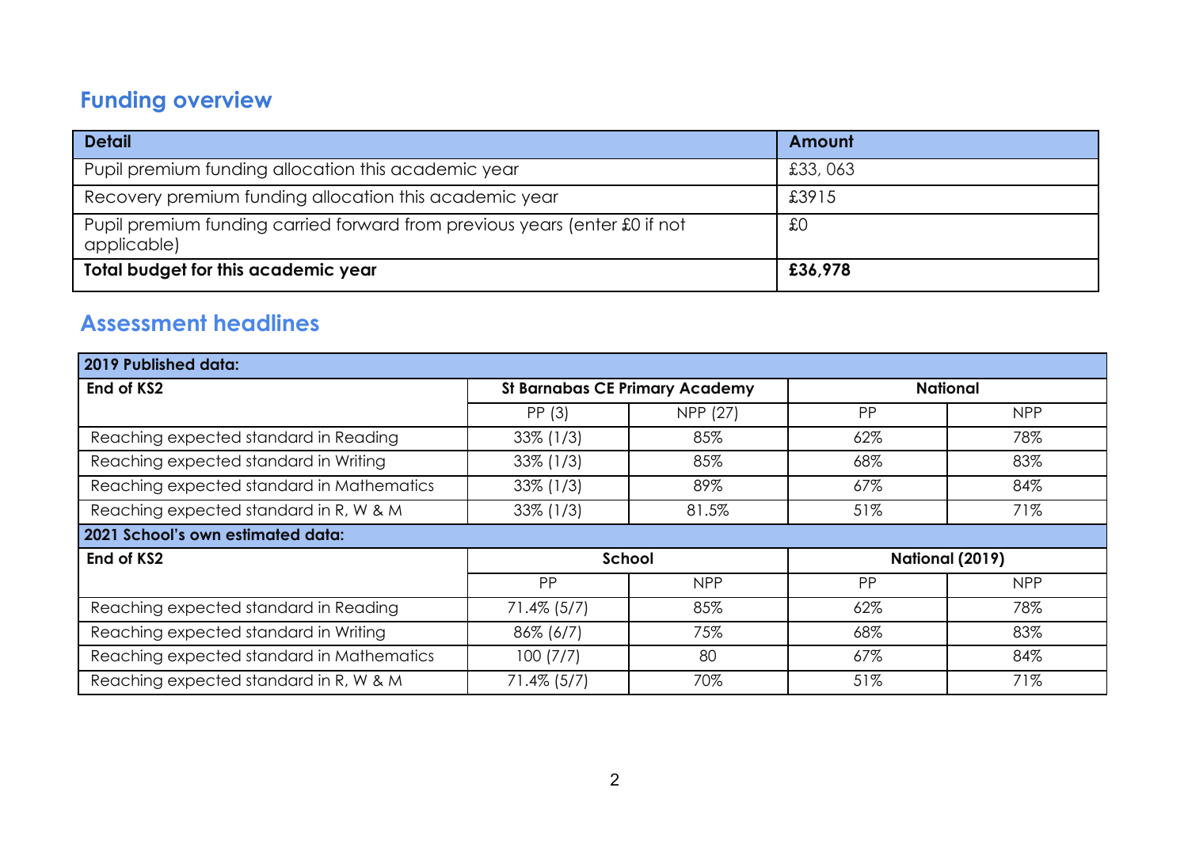## Funding overview

| Detail | Amount |
|---|---|
| Pupil premium funding allocation this academic year | £33, 063 |
| Recovery premium funding allocation this academic year | £3915 |
| Pupil premium funding carried forward from previous years (enter £0 if not applicable) | £0 |
| **Total budget for this academic year** | **£36,978** |

## Assessment headlines

| **2019 Published data:** | | | | |
|---|---|---|---|---|
| **End of KS2** | **St Barnabas CE Primary Academy** | | **National** | |
| | PP (3) | NPP (27) | PP | NPP |
| Reaching expected standard in Reading | 33% (1/3) | 85% | 62% | 78% |
| Reaching expected standard in Writing | 33% (1/3) | 85% | 68% | 83% |
| Reaching expected standard in Mathematics | 33% (1/3) | 89% | 67% | 84% |
| Reaching expected standard in R, W & M | 33% (1/3) | 81.5% | 51% | 71% |
| **2021 School's own estimated data:** | | | | |
| **End of KS2** | **School** | | **National (2019)** | |
| | PP | NPP | PP | NPP |
| Reaching expected standard in Reading | 71.4% (5/7) | 85% | 62% | 78% |
| Reaching expected standard in Writing | 86% (6/7) | 75% | 68% | 83% |
| Reaching expected standard in Mathematics | 100 (7/7) | 80 | 67% | 84% |
| Reaching expected standard in R, W & M | 71.4% (5/7) | 70% | 51% | 71% |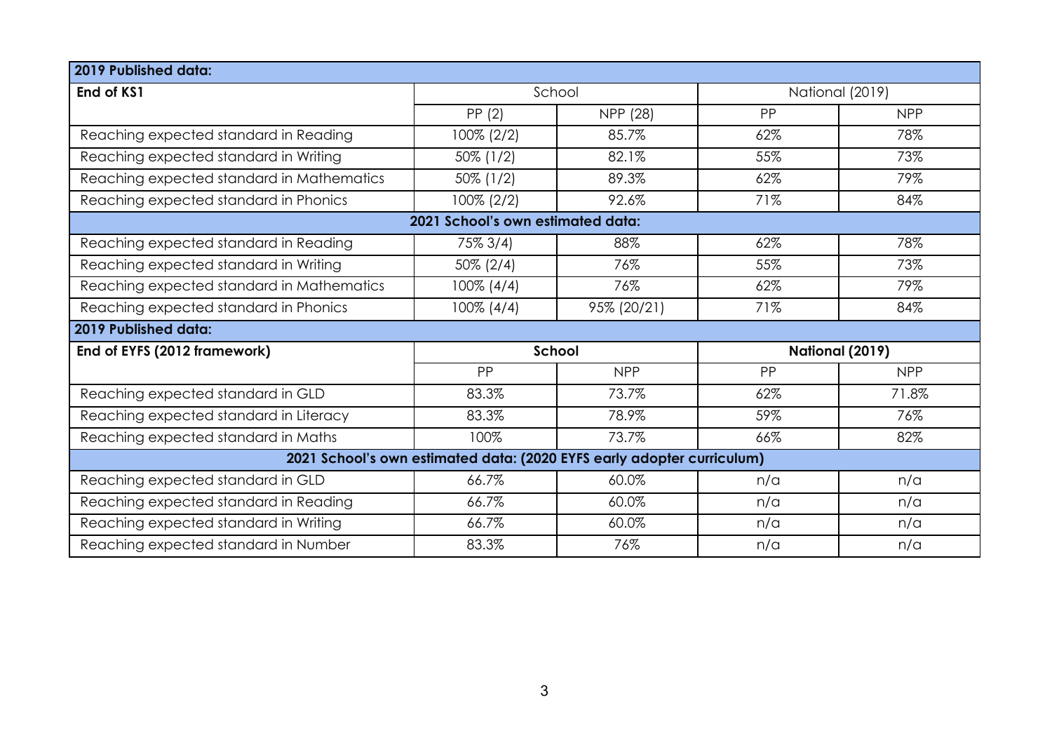| **2019 Published data:** | | | | |
|---|---|---|---|---|
| **End of KS1** | School | | National (2019) | |
| | PP (2) | NPP (28) | PP | NPP |
| Reaching expected standard in Reading | 100% (2/2) | 85.7% | 62% | 78% |
| Reaching expected standard in Writing | 50% (1/2) | 82.1% | 55% | 73% |
| Reaching expected standard in Mathematics | 50% (1/2) | 89.3% | 62% | 79% |
| Reaching expected standard in Phonics | 100% (2/2) | 92.6% | 71% | 84% |
| **2021 School's own estimated data:** | | | | |
| Reaching expected standard in Reading | 75% 3/4) | 88% | 62% | 78% |
| Reaching expected standard in Writing | 50% (2/4) | 76% | 55% | 73% |
| Reaching expected standard in Mathematics | 100% (4/4) | 76% | 62% | 79% |
| Reaching expected standard in Phonics | 100% (4/4) | 95% (20/21) | 71% | 84% |
| **2019 Published data:** | | | | |
| **End of EYFS (2012 framework)** | **School** | | **National (2019)** | |
| | PP | NPP | PP | NPP |
| Reaching expected standard in GLD | 83.3% | 73.7% | 62% | 71.8% |
| Reaching expected standard in Literacy | 83.3% | 78.9% | 59% | 76% |
| Reaching expected standard in Maths | 100% | 73.7% | 66% | 82% |
| **2021 School's own estimated data: (2020 EYFS early adopter curriculum)** | | | | |
| Reaching expected standard in GLD | 66.7% | 60.0% | n/a | n/a |
| Reaching expected standard in Reading | 66.7% | 60.0% | n/a | n/a |
| Reaching expected standard in Writing | 66.7% | 60.0% | n/a | n/a |
| Reaching expected standard in Number | 83.3% | 76% | n/a | n/a |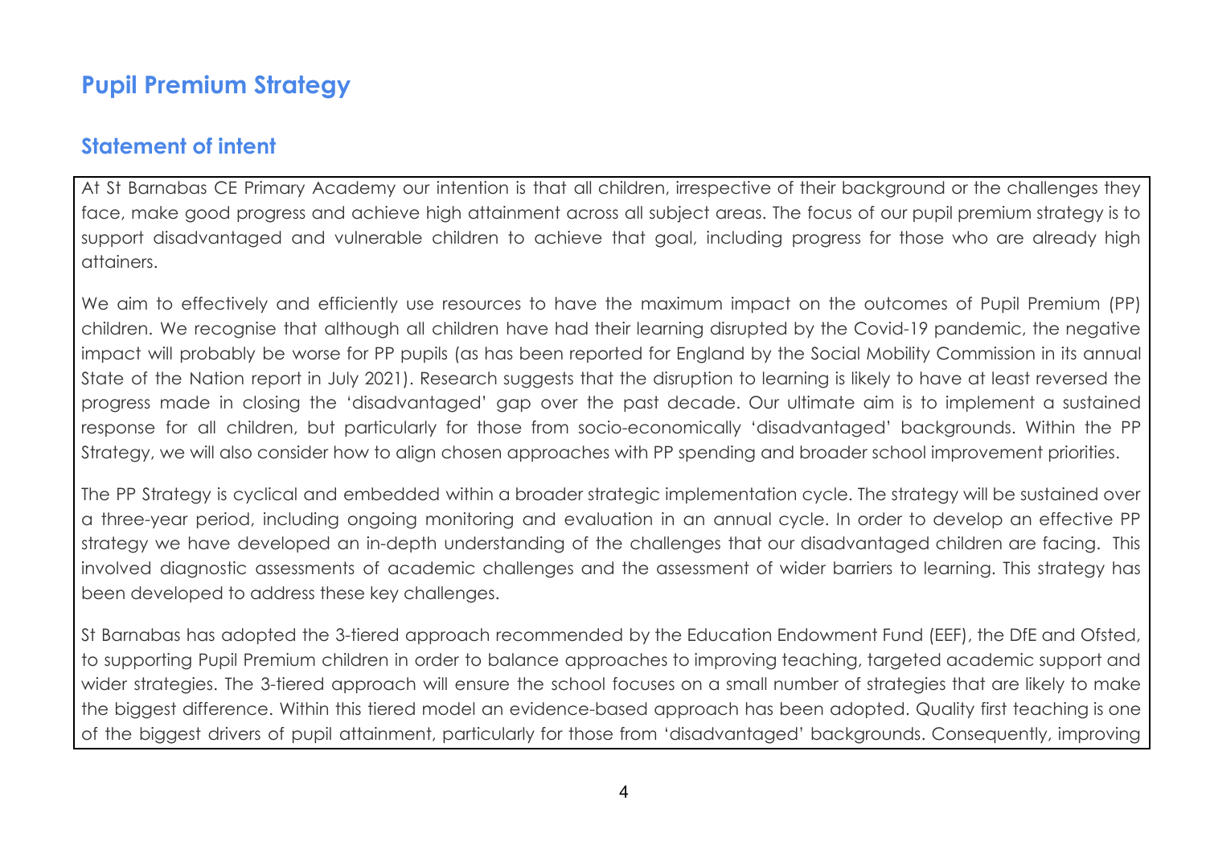# Pupil Premium Strategy

## Statement of intent

At St Barnabas CE Primary Academy our intention is that all children, irrespective of their background or the challenges they face, make good progress and achieve high attainment across all subject areas. The focus of our pupil premium strategy is to support disadvantaged and vulnerable children to achieve that goal, including progress for those who are already high attainers.

We aim to effectively and efficiently use resources to have the maximum impact on the outcomes of Pupil Premium (PP) children. We recognise that although all children have had their learning disrupted by the Covid-19 pandemic, the negative impact will probably be worse for PP pupils (as has been reported for England by the Social Mobility Commission in its annual State of the Nation report in July 2021). Research suggests that the disruption to learning is likely to have at least reversed the progress made in closing the 'disadvantaged' gap over the past decade. Our ultimate aim is to implement a sustained response for all children, but particularly for those from socio-economically 'disadvantaged' backgrounds. Within the PP Strategy, we will also consider how to align chosen approaches with PP spending and broader school improvement priorities.

The PP Strategy is cyclical and embedded within a broader strategic implementation cycle. The strategy will be sustained over a three-year period, including ongoing monitoring and evaluation in an annual cycle. In order to develop an effective PP strategy we have developed an in-depth understanding of the challenges that our disadvantaged children are facing. This involved diagnostic assessments of academic challenges and the assessment of wider barriers to learning. This strategy has been developed to address these key challenges.

St Barnabas has adopted the 3-tiered approach recommended by the Education Endowment Fund (EEF), the DfE and Ofsted, to supporting Pupil Premium children in order to balance approaches to improving teaching, targeted academic support and wider strategies. The 3-tiered approach will ensure the school focuses on a small number of strategies that are likely to make the biggest difference. Within this tiered model an evidence-based approach has been adopted. Quality first teaching is one of the biggest drivers of pupil attainment, particularly for those from 'disadvantaged' backgrounds. Consequently, improving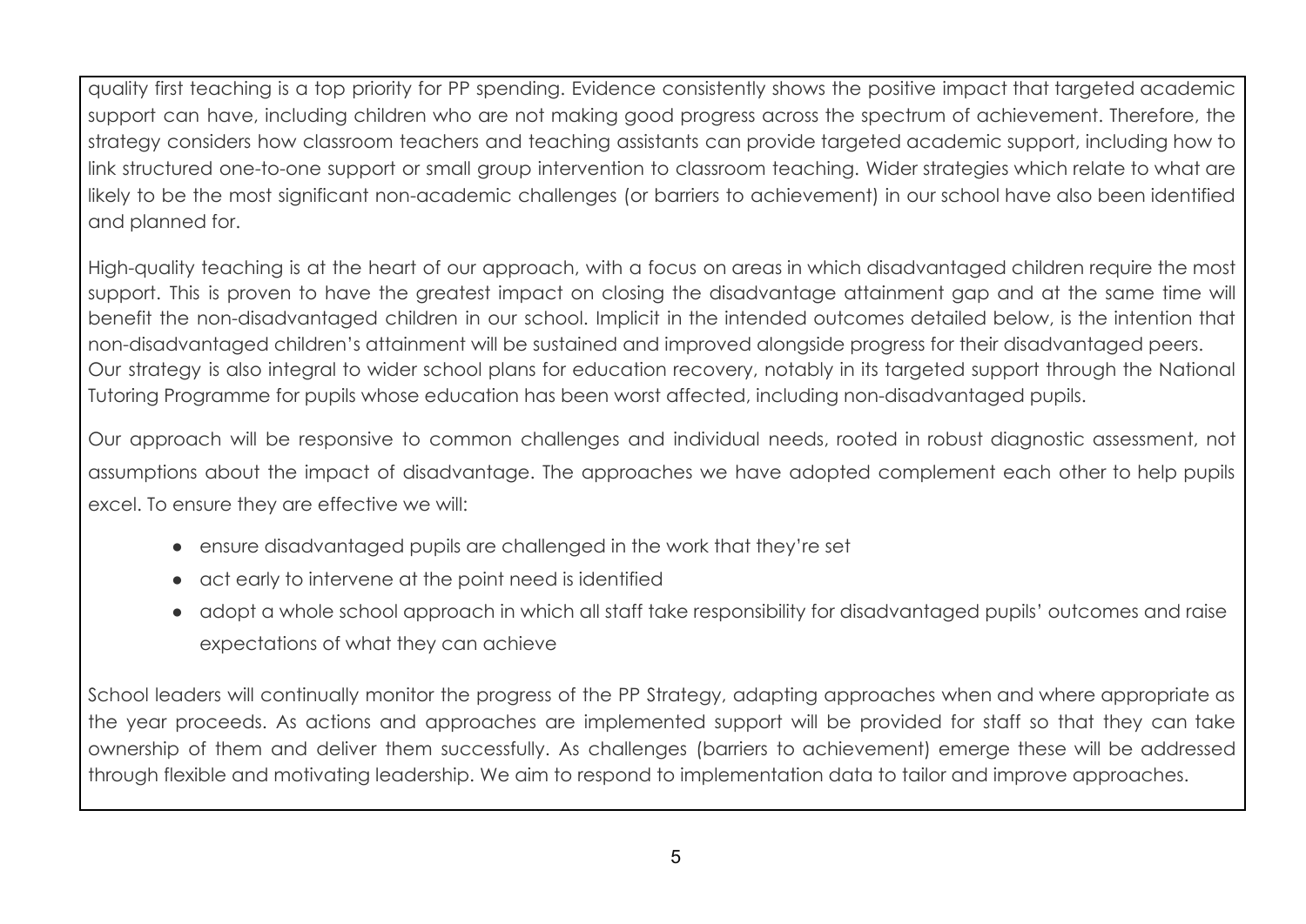quality first teaching is a top priority for PP spending. Evidence consistently shows the positive impact that targeted academic support can have, including children who are not making good progress across the spectrum of achievement. Therefore, the strategy considers how classroom teachers and teaching assistants can provide targeted academic support, including how to link structured one-to-one support or small group intervention to classroom teaching. Wider strategies which relate to what are likely to be the most significant non-academic challenges (or barriers to achievement) in our school have also been identified and planned for.

High-quality teaching is at the heart of our approach, with a focus on areas in which disadvantaged children require the most support. This is proven to have the greatest impact on closing the disadvantage attainment gap and at the same time will benefit the non-disadvantaged children in our school. Implicit in the intended outcomes detailed below, is the intention that non-disadvantaged children's attainment will be sustained and improved alongside progress for their disadvantaged peers.
Our strategy is also integral to wider school plans for education recovery, notably in its targeted support through the National Tutoring Programme for pupils whose education has been worst affected, including non-disadvantaged pupils.

Our approach will be responsive to common challenges and individual needs, rooted in robust diagnostic assessment, not assumptions about the impact of disadvantage. The approaches we have adopted complement each other to help pupils excel. To ensure they are effective we will:

- ensure disadvantaged pupils are challenged in the work that they're set
- act early to intervene at the point need is identified
- adopt a whole school approach in which all staff take responsibility for disadvantaged pupils' outcomes and raise expectations of what they can achieve

School leaders will continually monitor the progress of the PP Strategy, adapting approaches when and where appropriate as the year proceeds. As actions and approaches are implemented support will be provided for staff so that they can take ownership of them and deliver them successfully. As challenges (barriers to achievement) emerge these will be addressed through flexible and motivating leadership. We aim to respond to implementation data to tailor and improve approaches.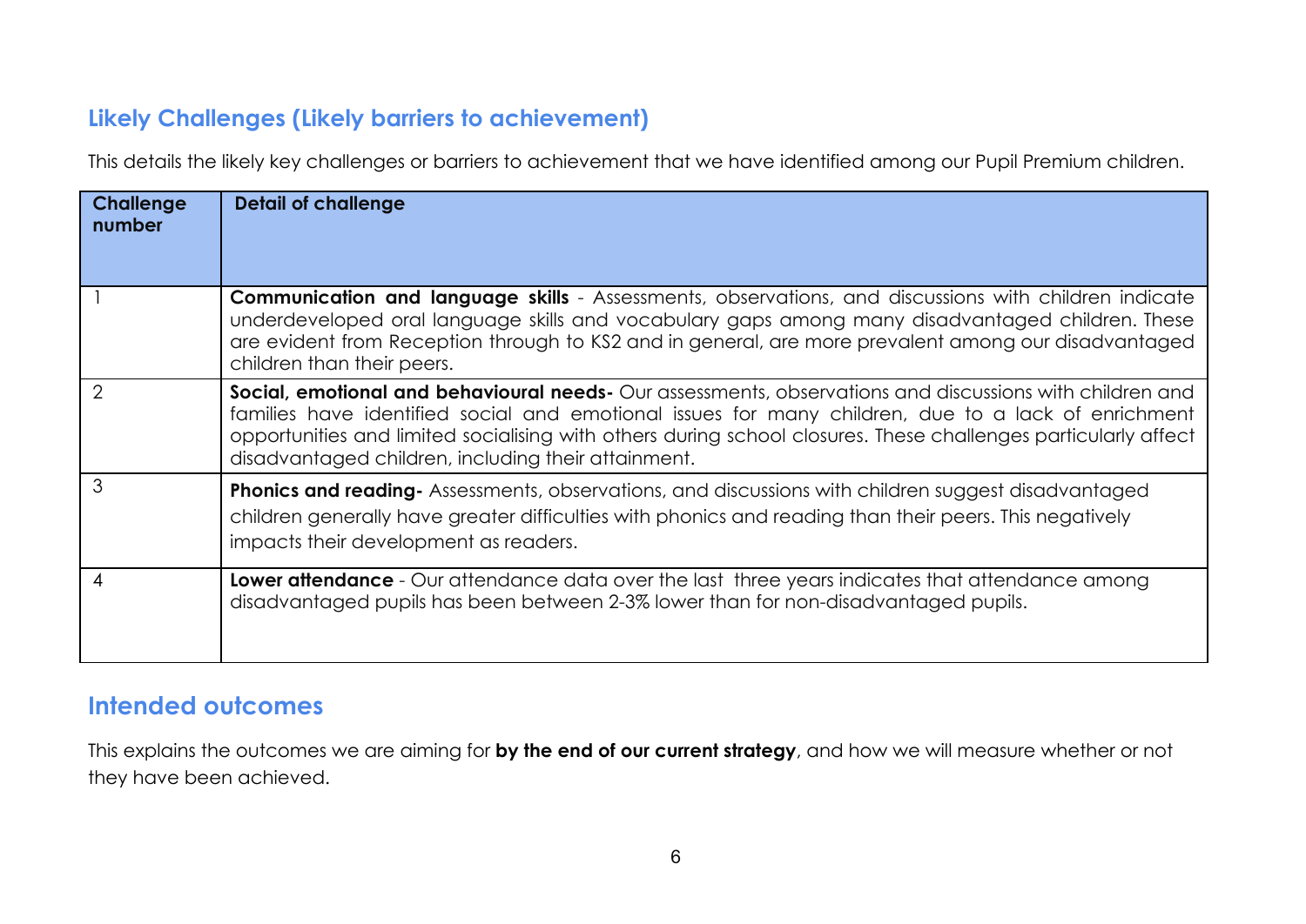## Likely Challenges (Likely barriers to achievement)

This details the likely key challenges or barriers to achievement that we have identified among our Pupil Premium children.

| Challenge number | Detail of challenge |
|---|---|
| 1 | **Communication and language skills** - Assessments, observations, and discussions with children indicate underdeveloped oral language skills and vocabulary gaps among many disadvantaged children. These are evident from Reception through to KS2 and in general, are more prevalent among our disadvantaged children than their peers. |
| 2 | **Social, emotional and behavioural needs-** Our assessments, observations and discussions with children and families have identified social and emotional issues for many children, due to a lack of enrichment opportunities and limited socialising with others during school closures. These challenges particularly affect disadvantaged children, including their attainment. |
| 3 | **Phonics and reading-** Assessments, observations, and discussions with children suggest disadvantaged children generally have greater difficulties with phonics and reading than their peers. This negatively impacts their development as readers. |
| 4 | **Lower attendance** - Our attendance data over the last three years indicates that attendance among disadvantaged pupils has been between 2-3% lower than for non-disadvantaged pupils. |

## Intended outcomes

This explains the outcomes we are aiming for **by the end of our current strategy**, and how we will measure whether or not they have been achieved.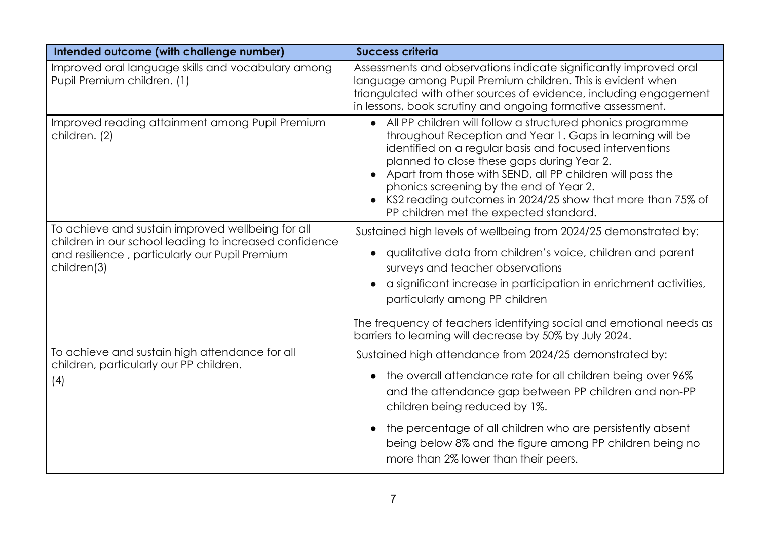| Intended outcome (with challenge number) | Success criteria |
|---|---|
| Improved oral language skills and vocabulary among Pupil Premium children. (1) | Assessments and observations indicate significantly improved oral language among Pupil Premium children. This is evident when triangulated with other sources of evidence, including engagement in lessons, book scrutiny and ongoing formative assessment. |
| Improved reading attainment among Pupil Premium children. (2) | • All PP children will follow a structured phonics programme throughout Reception and Year 1. Gaps in learning will be identified on a regular basis and focused interventions planned to close these gaps during Year 2.<br>• Apart from those with SEND, all PP children will pass the phonics screening by the end of Year 2.<br>• KS2 reading outcomes in 2024/25 show that more than 75% of PP children met the expected standard. |
| To achieve and sustain improved wellbeing for all children in our school leading to increased confidence and resilience , particularly our Pupil Premium children(3) | Sustained high levels of wellbeing from 2024/25 demonstrated by:<br>• qualitative data from children's voice, children and parent surveys and teacher observations<br>• a significant increase in participation in enrichment activities, particularly among PP children<br><br>The frequency of teachers identifying social and emotional needs as barriers to learning will decrease by 50% by July 2024. |
| To achieve and sustain high attendance for all children, particularly our PP children.<br>(4) | Sustained high attendance from 2024/25 demonstrated by:<br>• the overall attendance rate for all children being over 96% and the attendance gap between PP children and non-PP children being reduced by 1%.<br>• the percentage of all children who are persistently absent being below 8% and the figure among PP children being no more than 2% lower than their peers. |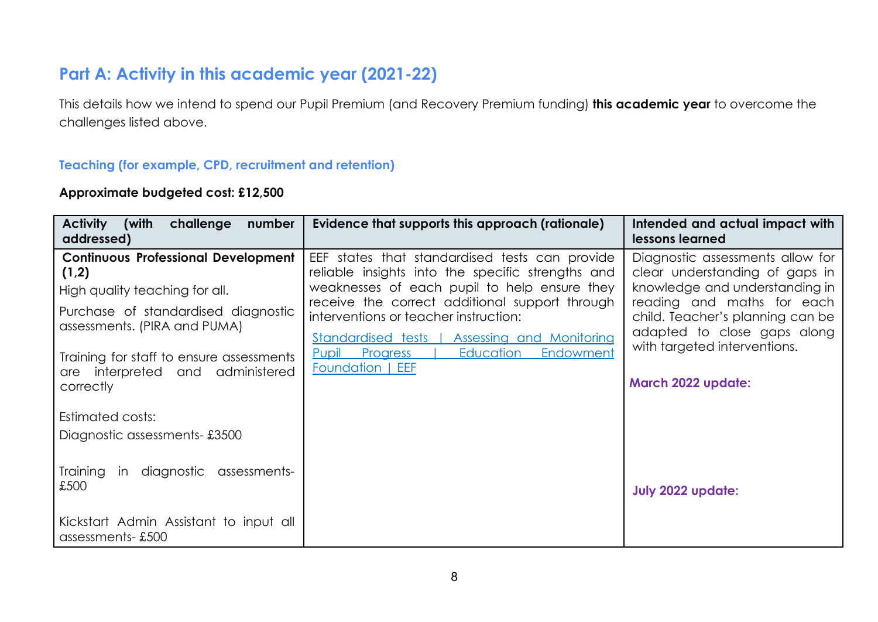## Part A: Activity in this academic year (2021-22)

This details how we intend to spend our Pupil Premium (and Recovery Premium funding) **this academic year** to overcome the challenges listed above.

### Teaching (for example, CPD, recruitment and retention)

**Approximate budgeted cost: £12,500**

| Activity (with challenge number addressed) | Evidence that supports this approach (rationale) | Intended and actual impact with lessons learned |
|---|---|---|
| **Continuous Professional Development (1,2)**<br>High quality teaching for all.<br>Purchase of standardised diagnostic assessments. (PIRA and PUMA)<br>Training for staff to ensure assessments are interpreted and administered correctly<br><br>Estimated costs:<br>Diagnostic assessments- £3500<br><br>Training in diagnostic assessments- £500<br><br>Kickstart Admin Assistant to input all assessments- £500 | EEF states that standardised tests can provide reliable insights into the specific strengths and weaknesses of each pupil to help ensure they receive the correct additional support through interventions or teacher instruction:<br>[Standardised tests \| Assessing and Monitoring Pupil Progress \| Education Endowment Foundation \| EEF]() | Diagnostic assessments allow for clear understanding of gaps in knowledge and understanding in reading and maths for each child. Teacher's planning can be adapted to close gaps along with targeted interventions.<br><br>**March 2022 update:**<br><br>**July 2022 update:** |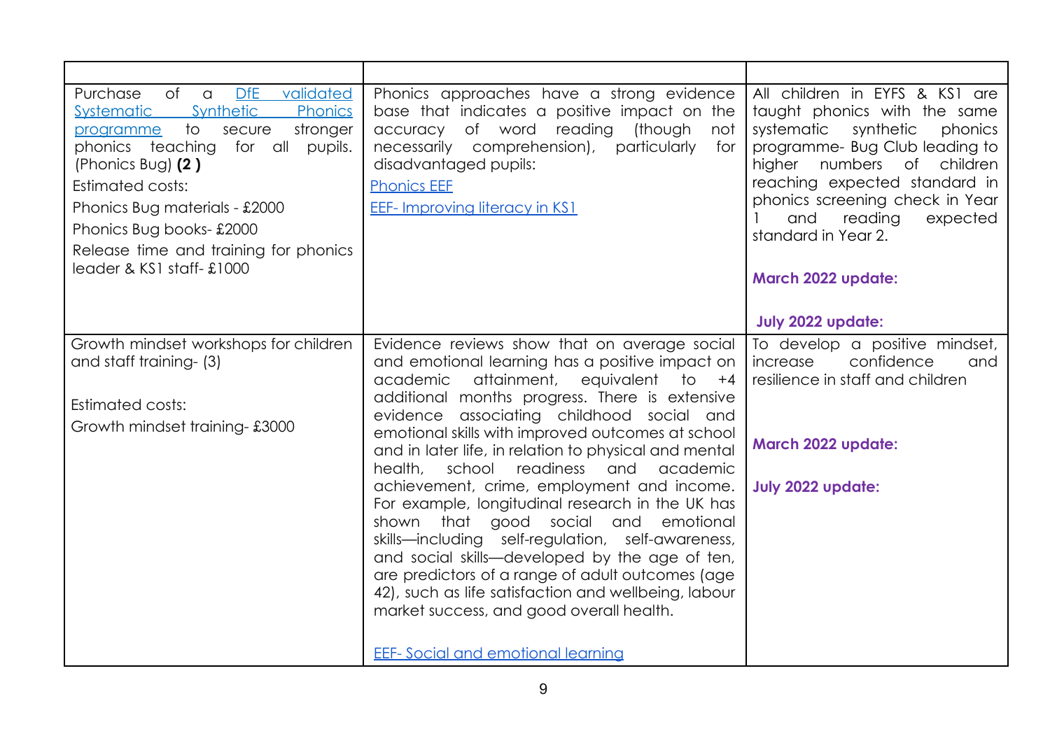| | | |
|---|---|---|
| Purchase of a [DfE validated Systematic Synthetic Phonics programme](#) to secure stronger phonics teaching for all pupils. (Phonics Bug) **(2 )**<br><br>Estimated costs:<br><br>Phonics Bug materials - £2000<br><br>Phonics Bug books- £2000<br><br>Release time and training for phonics leader & KS1 staff- £1000 | Phonics approaches have a strong evidence base that indicates a positive impact on the accuracy of word reading (though not necessarily comprehension), particularly for disadvantaged pupils:<br><br>[Phonics EEF](#)<br><br>[EEF- Improving literacy in KS1](#) | All children in EYFS & KS1 are taught phonics with the same systematic synthetic phonics programme- Bug Club leading to higher numbers of children reaching expected standard in phonics screening check in Year 1 and reading expected standard in Year 2.<br><br>**March 2022 update:**<br><br>**July 2022 update:** |
| Growth mindset workshops for children and staff training- (3)<br><br>Estimated costs:<br><br>Growth mindset training- £3000 | Evidence reviews show that on average social and emotional learning has a positive impact on academic attainment, equivalent to +4 additional months progress. There is extensive evidence associating childhood social and emotional skills with improved outcomes at school and in later life, in relation to physical and mental health, school readiness and academic achievement, crime, employment and income. For example, longitudinal research in the UK has shown that good social and emotional skills—including self-regulation, self-awareness, and social skills—developed by the age of ten, are predictors of a range of adult outcomes (age 42), such as life satisfaction and wellbeing, labour market success, and good overall health.<br><br>[EEF- Social and emotional learning](#) | To develop a positive mindset, increase confidence and resilience in staff and children<br><br>**March 2022 update:**<br><br>**July 2022 update:** |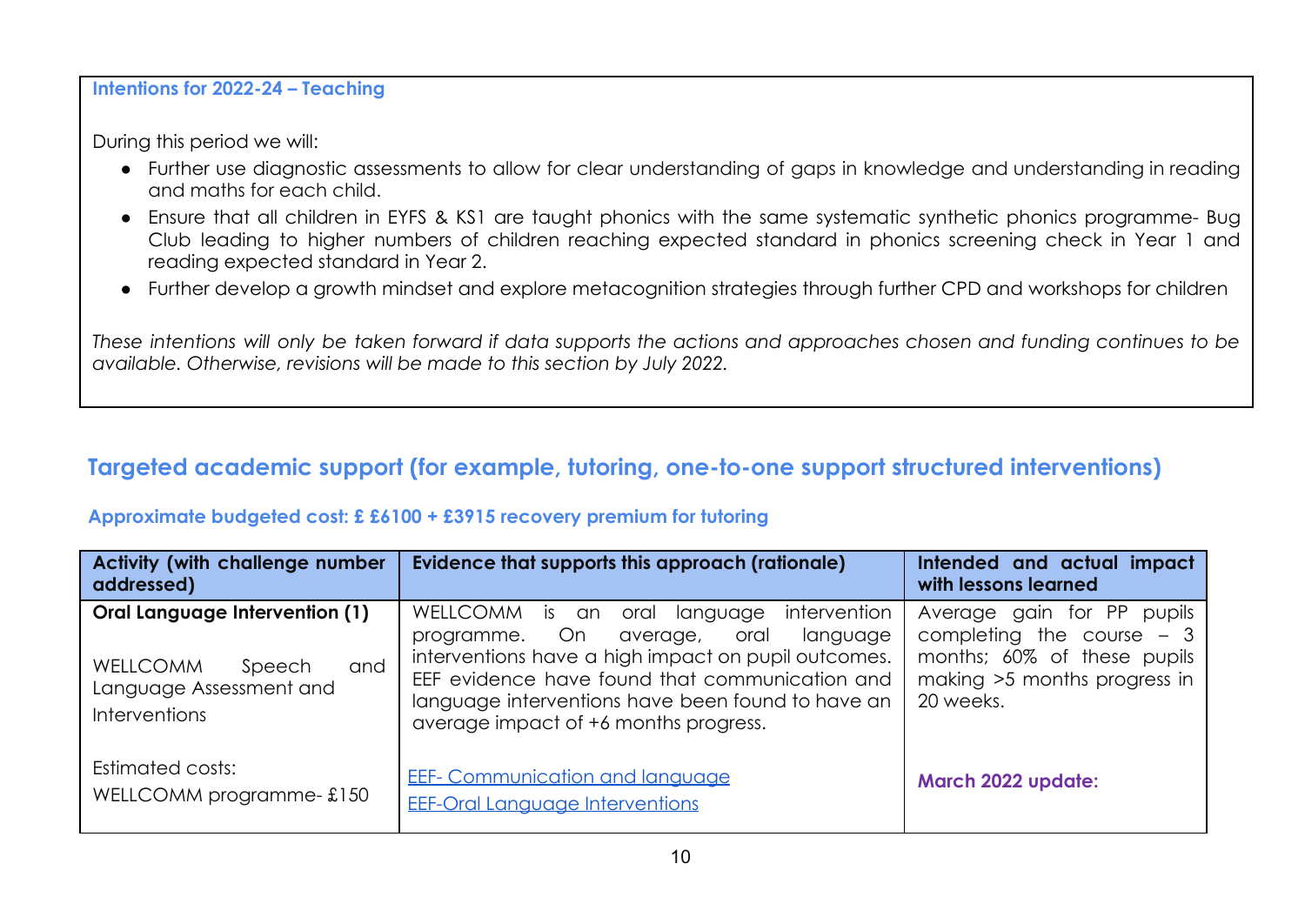**Intentions for 2022-24 – Teaching**

During this period we will:

- Further use diagnostic assessments to allow for clear understanding of gaps in knowledge and understanding in reading and maths for each child.
- Ensure that all children in EYFS & KS1 are taught phonics with the same systematic synthetic phonics programme- Bug Club leading to higher numbers of children reaching expected standard in phonics screening check in Year 1 and reading expected standard in Year 2.
- Further develop a growth mindset and explore metacognition strategies through further CPD and workshops for children

*These intentions will only be taken forward if data supports the actions and approaches chosen and funding continues to be available. Otherwise, revisions will be made to this section by July 2022.*

## Targeted academic support (for example, tutoring, one-to-one support structured interventions)

**Approximate budgeted cost: £ £6100 + £3915 recovery premium for tutoring**

| Activity (with challenge number addressed) | Evidence that supports this approach (rationale) | Intended and actual impact with lessons learned |
|---|---|---|
| **Oral Language Intervention (1)**<br><br>WELLCOMM Speech and Language Assessment and Interventions<br><br>Estimated costs:<br>WELLCOMM programme- £150 | WELLCOMM is an oral language intervention programme. On average, oral language interventions have a high impact on pupil outcomes. EEF evidence have found that communication and language interventions have been found to have an average impact of +6 months progress.<br><br>[EEF- Communication and language](#)<br>[EEF-Oral Language Interventions](#) | Average gain for PP pupils completing the course – 3 months; 60% of these pupils making >5 months progress in 20 weeks.<br><br>**March 2022 update:** |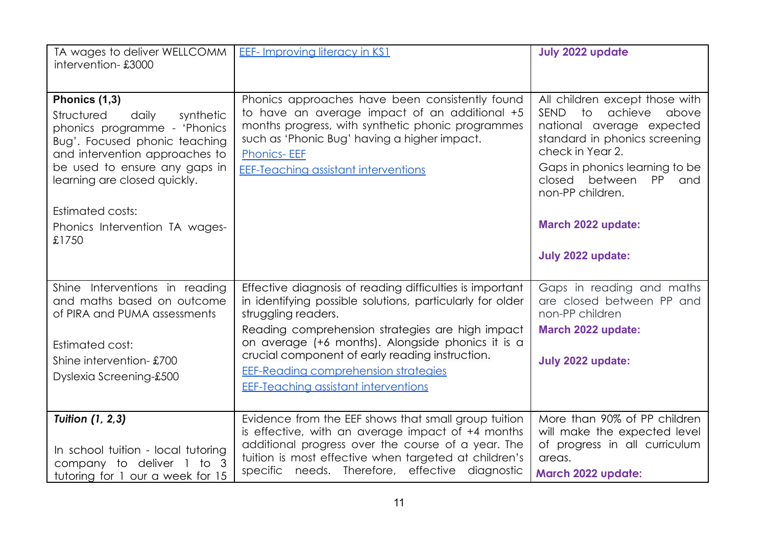| | | |
|---|---|---|
| TA wages to deliver WELLCOMM intervention- £3000 | EEF- Improving literacy in KS1 | **July 2022 update** |
| **Phonics (1,3)**<br>Structured daily synthetic phonics programme - 'Phonics Bug'. Focused phonic teaching and intervention approaches to be used to ensure any gaps in learning are closed quickly.<br><br>Estimated costs:<br>Phonics Intervention TA wages- £1750 | Phonics approaches have been consistently found to have an average impact of an additional +5 months progress, with synthetic phonic programmes such as 'Phonic Bug' having a higher impact.<br>Phonics- EEF<br>EEF-Teaching assistant interventions | All children except those with SEND to achieve above national average expected standard in phonics screening check in Year 2.<br>Gaps in phonics learning to be closed between PP and non-PP children.<br><br>**March 2022 update:**<br><br>**July 2022 update:** |
| Shine Interventions in reading and maths based on outcome of PIRA and PUMA assessments<br><br>Estimated cost:<br>Shine intervention- £700<br>Dyslexia Screening-£500 | Effective diagnosis of reading difficulties is important in identifying possible solutions, particularly for older struggling readers.<br>Reading comprehension strategies are high impact on average (+6 months). Alongside phonics it is a crucial component of early reading instruction.<br>EEF-Reading comprehension strategies<br>EEF-Teaching assistant interventions | Gaps in reading and maths are closed between PP and non-PP children<br>**March 2022 update:**<br><br>**July 2022 update:** |
| ***Tuition (1, 2,3)***<br><br>In school tuition - local tutoring company to deliver 1 to 3 tutoring for 1 our a week for 15 | Evidence from the EEF shows that small group tuition is effective, with an average impact of +4 months additional progress over the course of a year. The tuition is most effective when targeted at children's specific needs. Therefore, effective diagnostic | More than 90% of PP children will make the expected level of progress in all curriculum areas.<br>**March 2022 update:** |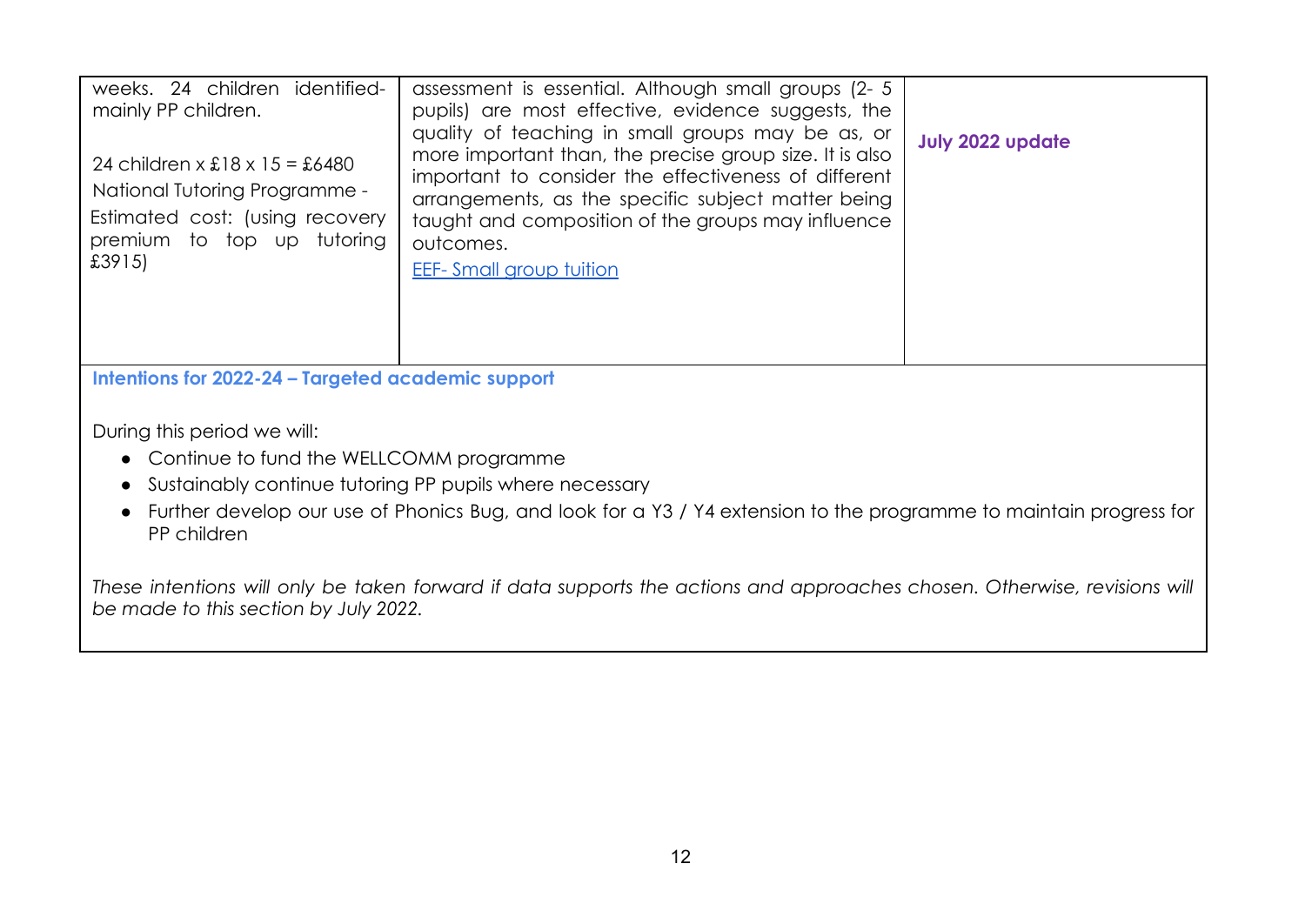| | | |
|---|---|---|
| weeks. 24 children identified- mainly PP children.<br><br>24 children x £18 x 15 = £6480<br>National Tutoring Programme -<br>Estimated cost: (using recovery premium to top up tutoring £3915) | assessment is essential. Although small groups (2- 5 pupils) are most effective, evidence suggests, the quality of teaching in small groups may be as, or more important than, the precise group size. It is also important to consider the effectiveness of different arrangements, as the specific subject matter being taught and composition of the groups may influence outcomes.<br>[EEF- Small group tuition] | **July 2022 update** |

**Intentions for 2022-24 – Targeted academic support**

During this period we will:

- Continue to fund the WELLCOMM programme
- Sustainably continue tutoring PP pupils where necessary
- Further develop our use of Phonics Bug, and look for a Y3 / Y4 extension to the programme to maintain progress for PP children

*These intentions will only be taken forward if data supports the actions and approaches chosen. Otherwise, revisions will be made to this section by July 2022.*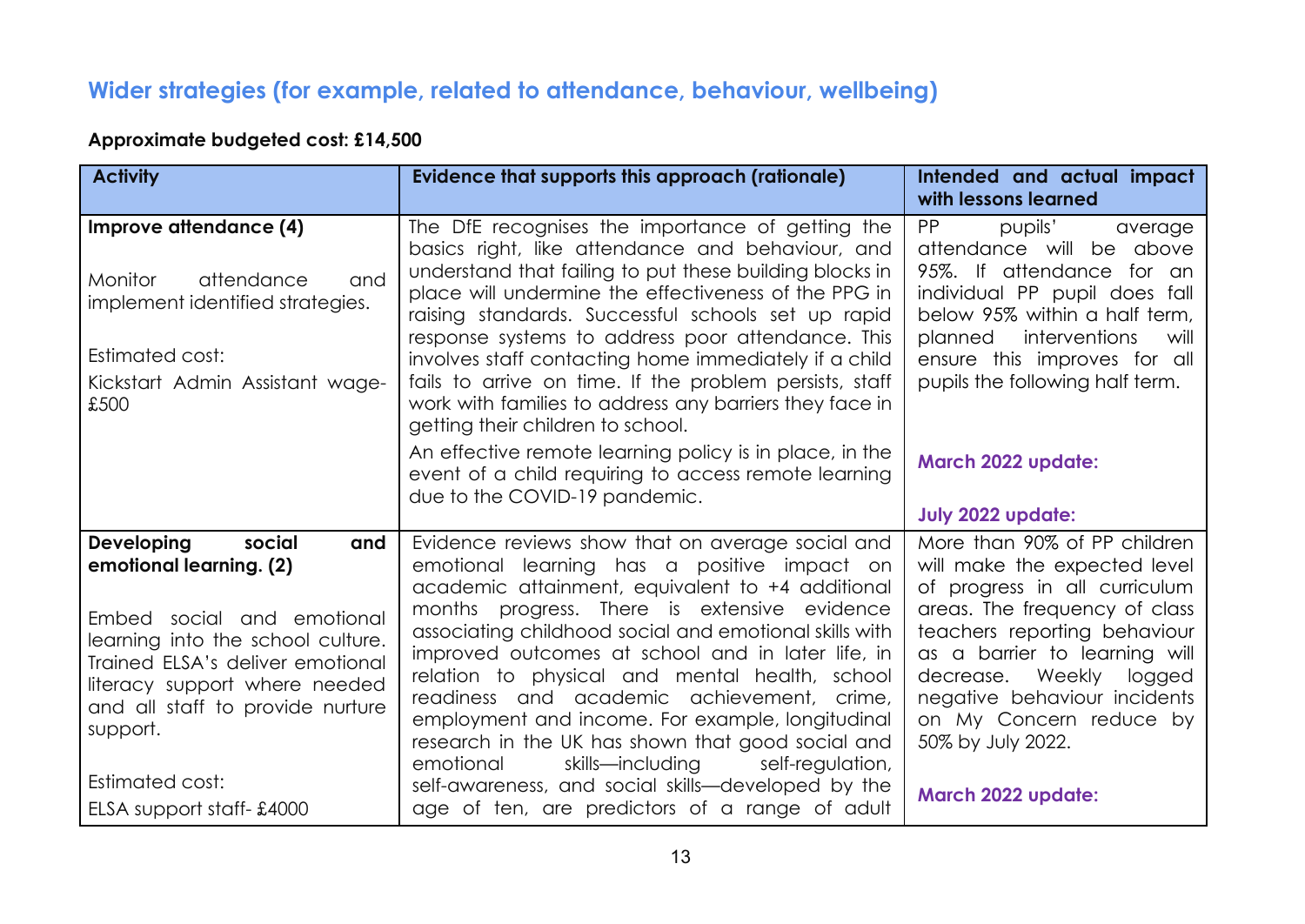## Wider strategies (for example, related to attendance, behaviour, wellbeing)

**Approximate budgeted cost: £14,500**

| Activity | Evidence that supports this approach (rationale) | Intended and actual impact with lessons learned |
|---|---|---|
| **Improve attendance (4)**<br><br>Monitor attendance and implement identified strategies.<br><br>Estimated cost:<br>Kickstart Admin Assistant wage- £500 | The DfE recognises the importance of getting the basics right, like attendance and behaviour, and understand that failing to put these building blocks in place will undermine the effectiveness of the PPG in raising standards. Successful schools set up rapid response systems to address poor attendance. This involves staff contacting home immediately if a child fails to arrive on time. If the problem persists, staff work with families to address any barriers they face in getting their children to school.<br><br>An effective remote learning policy is in place, in the event of a child requiring to access remote learning due to the COVID-19 pandemic. | PP pupils' average attendance will be above 95%. If attendance for an individual PP pupil does fall below 95% within a half term, planned interventions will ensure this improves for all pupils the following half term.<br><br>**March 2022 update:**<br><br>**July 2022 update:** |
| **Developing social and emotional learning. (2)**<br><br>Embed social and emotional learning into the school culture. Trained ELSA's deliver emotional literacy support where needed and all staff to provide nurture support.<br><br>Estimated cost:<br>ELSA support staff- £4000 | Evidence reviews show that on average social and emotional learning has a positive impact on academic attainment, equivalent to +4 additional months progress. There is extensive evidence associating childhood social and emotional skills with improved outcomes at school and in later life, in relation to physical and mental health, school readiness and academic achievement, crime, employment and income. For example, longitudinal research in the UK has shown that good social and emotional skills—including self-regulation, self-awareness, and social skills—developed by the age of ten, are predictors of a range of adult | More than 90% of PP children will make the expected level of progress in all curriculum areas. The frequency of class teachers reporting behaviour as a barrier to learning will decrease. Weekly logged negative behaviour incidents on My Concern reduce by 50% by July 2022.<br><br>**March 2022 update:** |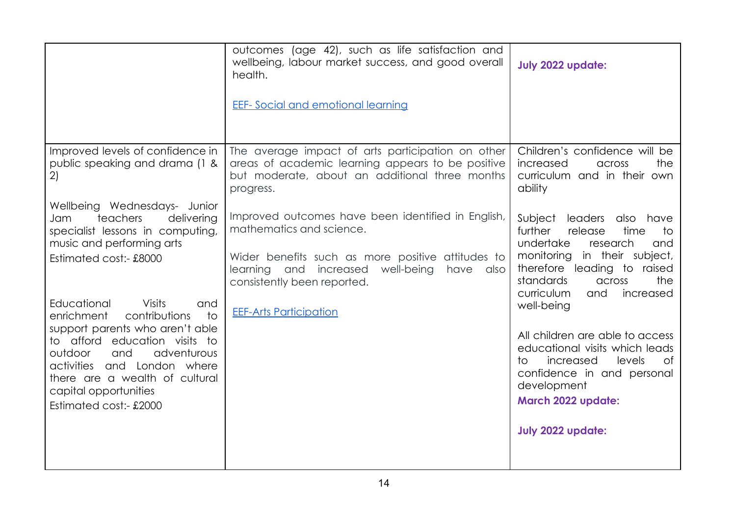| | | |
|---|---|---|
| | outcomes (age 42), such as life satisfaction and wellbeing, labour market success, and good overall health.<br><br>[EEF- Social and emotional learning] | **July 2022 update:** |
| Improved levels of confidence in public speaking and drama (1 & 2)<br><br>Wellbeing Wednesdays- Junior Jam teachers delivering specialist lessons in computing, music and performing arts<br>Estimated cost:- £8000<br><br>Educational Visits and enrichment contributions to support parents who aren't able to afford education visits to outdoor and adventurous activities and London where there are a wealth of cultural capital opportunities<br>Estimated cost:- £2000 | The average impact of arts participation on other areas of academic learning appears to be positive but moderate, about an additional three months progress.<br><br>Improved outcomes have been identified in English, mathematics and science.<br><br>Wider benefits such as more positive attitudes to learning and increased well-being have also consistently been reported.<br><br>[EEF-Arts Participation] | Children's confidence will be increased across the curriculum and in their own ability<br><br>Subject leaders also have further release time to undertake research and monitoring in their subject, therefore leading to raised standards across the curriculum and increased well-being<br><br>All children are able to access educational visits which leads to increased levels of confidence in and personal development<br>**March 2022 update:**<br><br>**July 2022 update:** |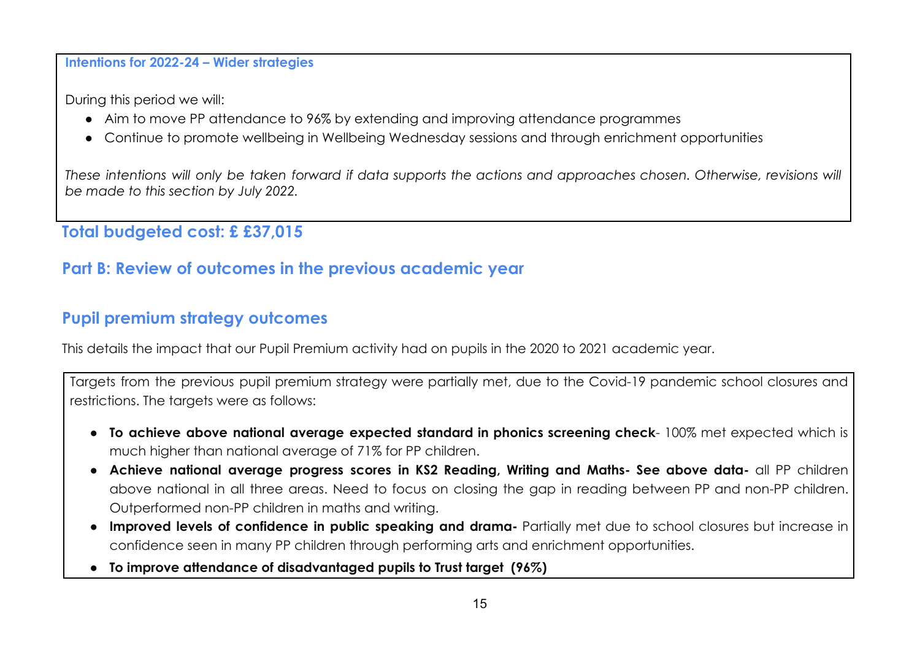**Intentions for 2022-24 – Wider strategies**

During this period we will:

- Aim to move PP attendance to 96% by extending and improving attendance programmes
- Continue to promote wellbeing in Wellbeing Wednesday sessions and through enrichment opportunities

*These intentions will only be taken forward if data supports the actions and approaches chosen. Otherwise, revisions will be made to this section by July 2022.*

## Total budgeted cost: £ £37,015

# Part B: Review of outcomes in the previous academic year

## Pupil premium strategy outcomes

This details the impact that our Pupil Premium activity had on pupils in the 2020 to 2021 academic year.

Targets from the previous pupil premium strategy were partially met, due to the Covid-19 pandemic school closures and restrictions. The targets were as follows:

- **To achieve above national average expected standard in phonics screening check**- 100% met expected which is much higher than national average of 71% for PP children.
- **Achieve national average progress scores in KS2 Reading, Writing and Maths- See above data-** all PP children above national in all three areas. Need to focus on closing the gap in reading between PP and non-PP children. Outperformed non-PP children in maths and writing.
- **Improved levels of confidence in public speaking and drama-** Partially met due to school closures but increase in confidence seen in many PP children through performing arts and enrichment opportunities.
- **To improve attendance of disadvantaged pupils to Trust target (96%)**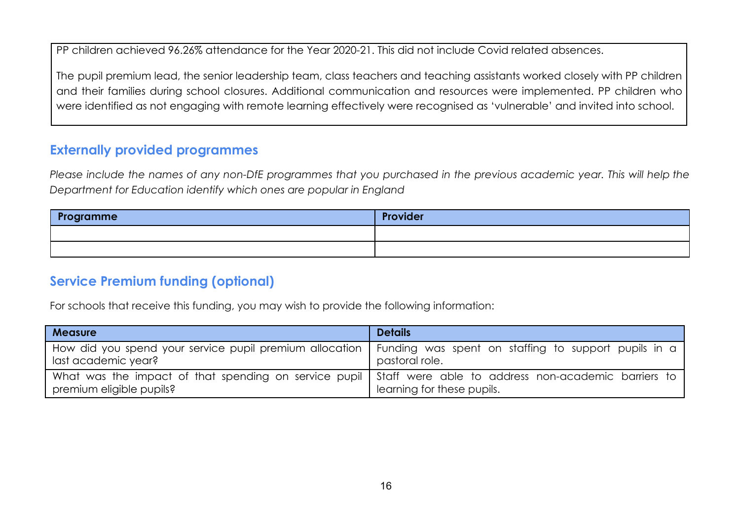PP children achieved 96.26% attendance for the Year 2020-21. This did not include Covid related absences.

The pupil premium lead, the senior leadership team, class teachers and teaching assistants worked closely with PP children and their families during school closures. Additional communication and resources were implemented. PP children who were identified as not engaging with remote learning effectively were recognised as 'vulnerable' and invited into school.

## Externally provided programmes

*Please include the names of any non-DfE programmes that you purchased in the previous academic year. This will help the Department for Education identify which ones are popular in England*

| Programme | Provider |
| --- | --- |
| | |
| | |

## Service Premium funding (optional)

For schools that receive this funding, you may wish to provide the following information:

| Measure | Details |
| --- | --- |
| How did you spend your service pupil premium allocation last academic year? | Funding was spent on staffing to support pupils in a pastoral role. |
| What was the impact of that spending on service pupil premium eligible pupils? | Staff were able to address non-academic barriers to learning for these pupils. |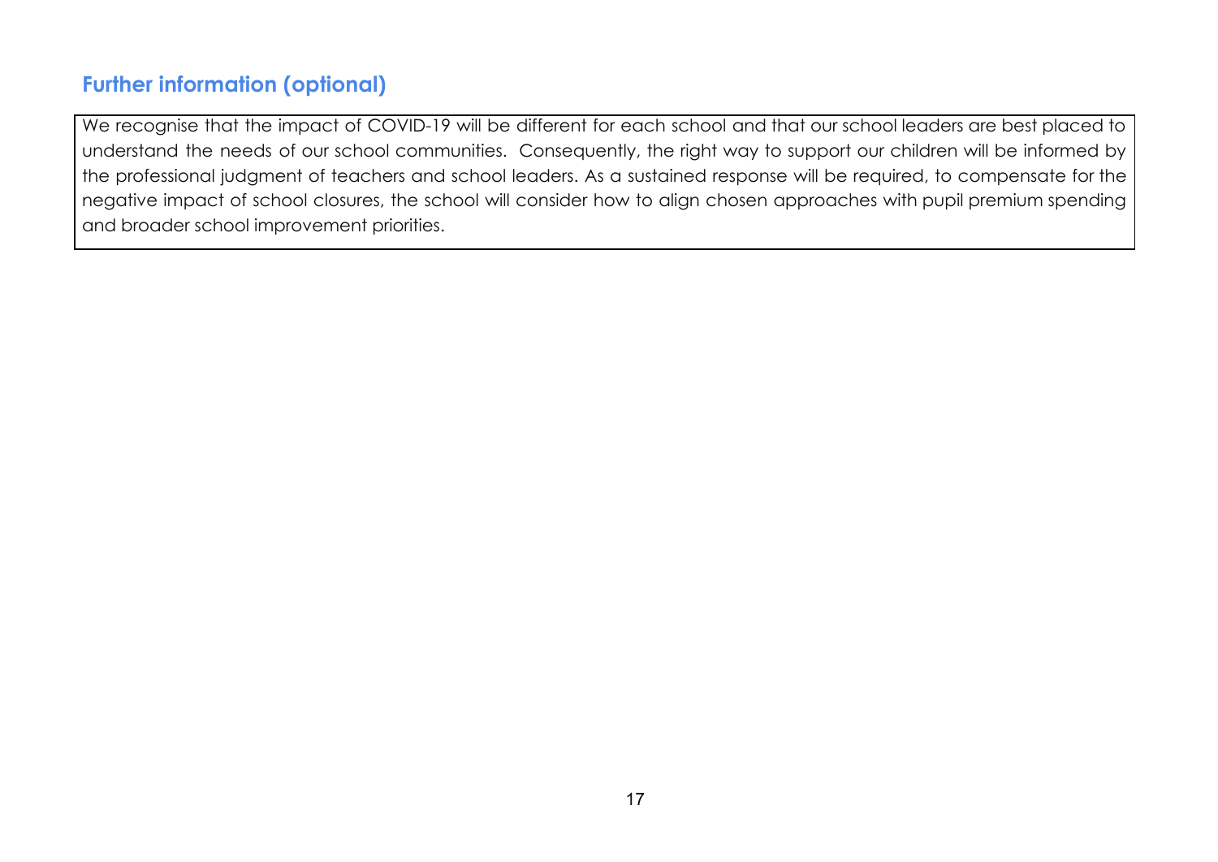## Further information (optional)

We recognise that the impact of COVID-19 will be different for each school and that our school leaders are best placed to understand the needs of our school communities. Consequently, the right way to support our children will be informed by the professional judgment of teachers and school leaders. As a sustained response will be required, to compensate for the negative impact of school closures, the school will consider how to align chosen approaches with pupil premium spending and broader school improvement priorities.